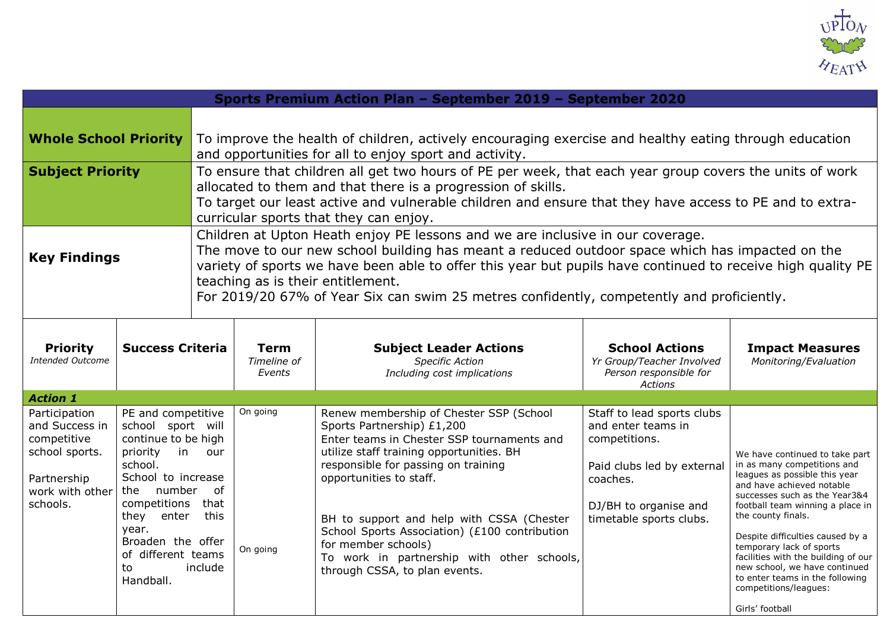## Sports Premium Action Plan – September 2019 – September 2020

| | |
|---|---|
| **Whole School Priority** | To improve the health of children, actively encouraging exercise and healthy eating through education and opportunities for all to enjoy sport and activity. |
| **Subject Priority** | To ensure that children all get two hours of PE per week, that each year group covers the units of work allocated to them and that there is a progression of skills.<br>To target our least active and vulnerable children and ensure that they have access to PE and to extra-curricular sports that they can enjoy. |
| **Key Findings** | Children at Upton Heath enjoy PE lessons and we are inclusive in our coverage.<br>The move to our new school building has meant a reduced outdoor space which has impacted on the variety of sports we have been able to offer this year but pupils have continued to receive high quality PE teaching as is their entitlement.<br>For 2019/20 67% of Year Six can swim 25 metres confidently, competently and proficiently. |

| **Priority**<br>*Intended Outcome* | **Success Criteria** | **Term**<br>*Timeline of Events* | **Subject Leader Actions**<br>*Specific Action Including cost implications* | **School Actions**<br>*Yr Group/Teacher Involved Person responsible for Actions* | **Impact Measures**<br>*Monitoring/Evaluation* |
|---|---|---|---|---|---|
| ***Action 1*** | | | | | |
| Participation and Success in competitive school sports.<br><br>Partnership work with other schools. | PE and competitive school sport will continue to be high priority in our school.<br>School to increase the number of competitions that they enter this year.<br>Broaden the offer of different teams to include Handball. | On going<br><br><br><br><br>On going | Renew membership of Chester SSP (School Sports Partnership) £1,200<br>Enter teams in Chester SSP tournaments and utilize staff training opportunities. BH responsible for passing on training opportunities to staff.<br><br>BH to support and help with CSSA (Chester School Sports Association) (£100 contribution for member schools)<br>To work in partnership with other schools, through CSSA, to plan events. | Staff to lead sports clubs and enter teams in competitions.<br><br>Paid clubs led by external coaches.<br><br>DJ/BH to organise and timetable sports clubs. | We have continued to take part in as many competitions and leagues as possible this year and have achieved notable successes such as the Year3&4 football team winning a place in the county finals.<br><br>Despite difficulties caused by a temporary lack of sports facilities with the building of our new school, we have continued to enter teams in the following competitions/leagues:<br><br>Girls' football |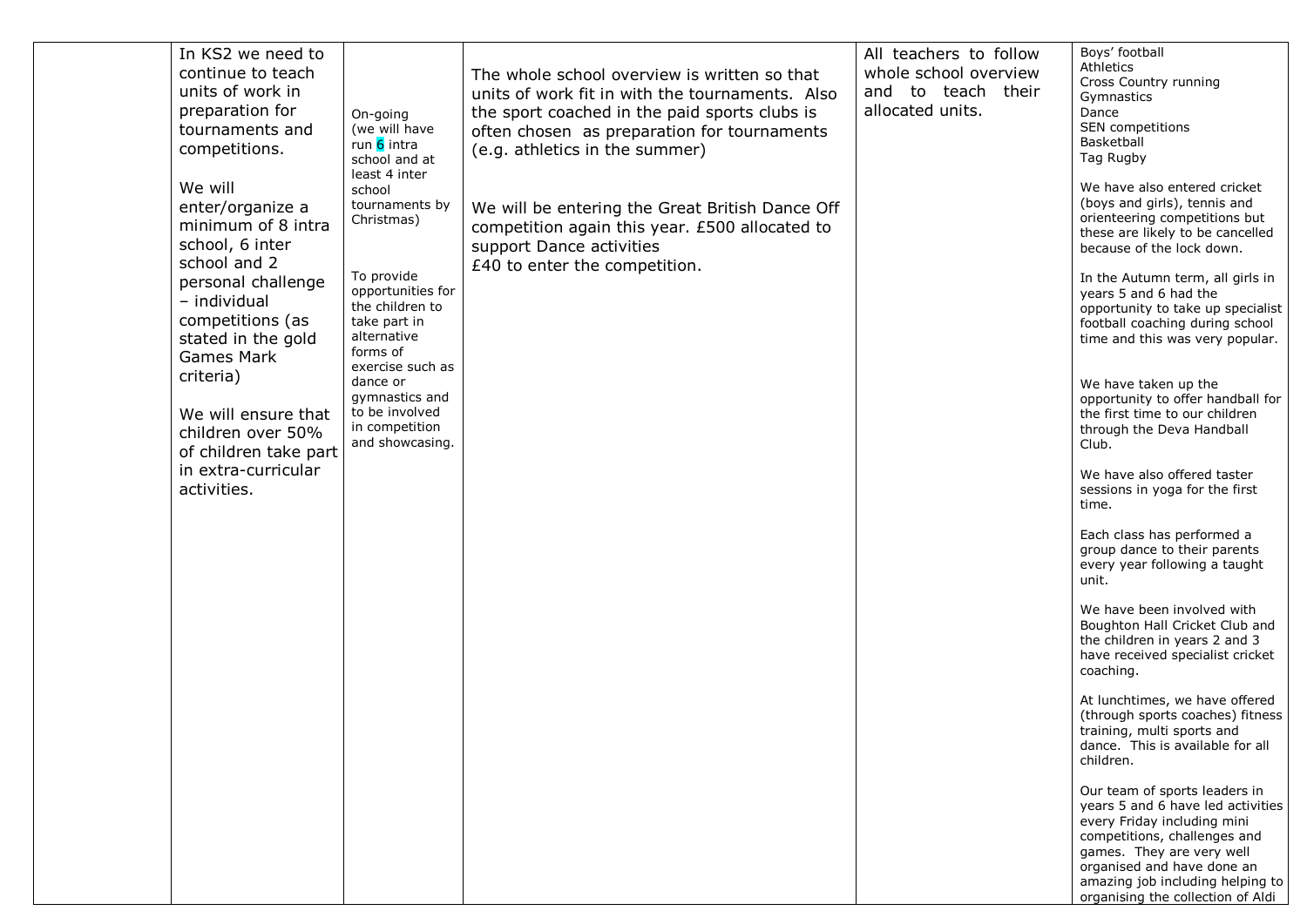| | | | | | |
|---|---|---|---|---|---|
| | In KS2 we need to continue to teach units of work in preparation for tournaments and competitions.<br><br>We will enter/organize a minimum of 8 intra school, 6 inter school and 2 personal challenge – individual competitions (as stated in the gold Games Mark criteria)<br><br>We will ensure that children over 50% of children take part in extra-curricular activities. | On-going (we will have run 6 intra school and at least 4 inter school tournaments by Christmas)<br><br>To provide opportunities for the children to take part in alternative forms of exercise such as dance or gymnastics and to be involved in competition and showcasing. | The whole school overview is written so that units of work fit in with the tournaments. Also the sport coached in the paid sports clubs is often chosen as preparation for tournaments (e.g. athletics in the summer)<br><br>We will be entering the Great British Dance Off competition again this year. £500 allocated to support Dance activities<br>£40 to enter the competition. | All teachers to follow whole school overview and to teach their allocated units. | Boys' football<br>Athletics<br>Cross Country running<br>Gymnastics<br>Dance<br>SEN competitions<br>Basketball<br>Tag Rugby<br><br>We have also entered cricket (boys and girls), tennis and orienteering competitions but these are likely to be cancelled because of the lock down.<br><br>In the Autumn term, all girls in years 5 and 6 had the opportunity to take up specialist football coaching during school time and this was very popular.<br><br>We have taken up the opportunity to offer handball for the first time to our children through the Deva Handball Club.<br><br>We have also offered taster sessions in yoga for the first time.<br><br>Each class has performed a group dance to their parents every year following a taught unit.<br><br>We have been involved with Boughton Hall Cricket Club and the children in years 2 and 3 have received specialist cricket coaching.<br><br>At lunchtimes, we have offered (through sports coaches) fitness training, multi sports and dance. This is available for all children.<br><br>Our team of sports leaders in years 5 and 6 have led activities every Friday including mini competitions, challenges and games. They are very well organised and have done an amazing job including helping to organising the collection of Aldi |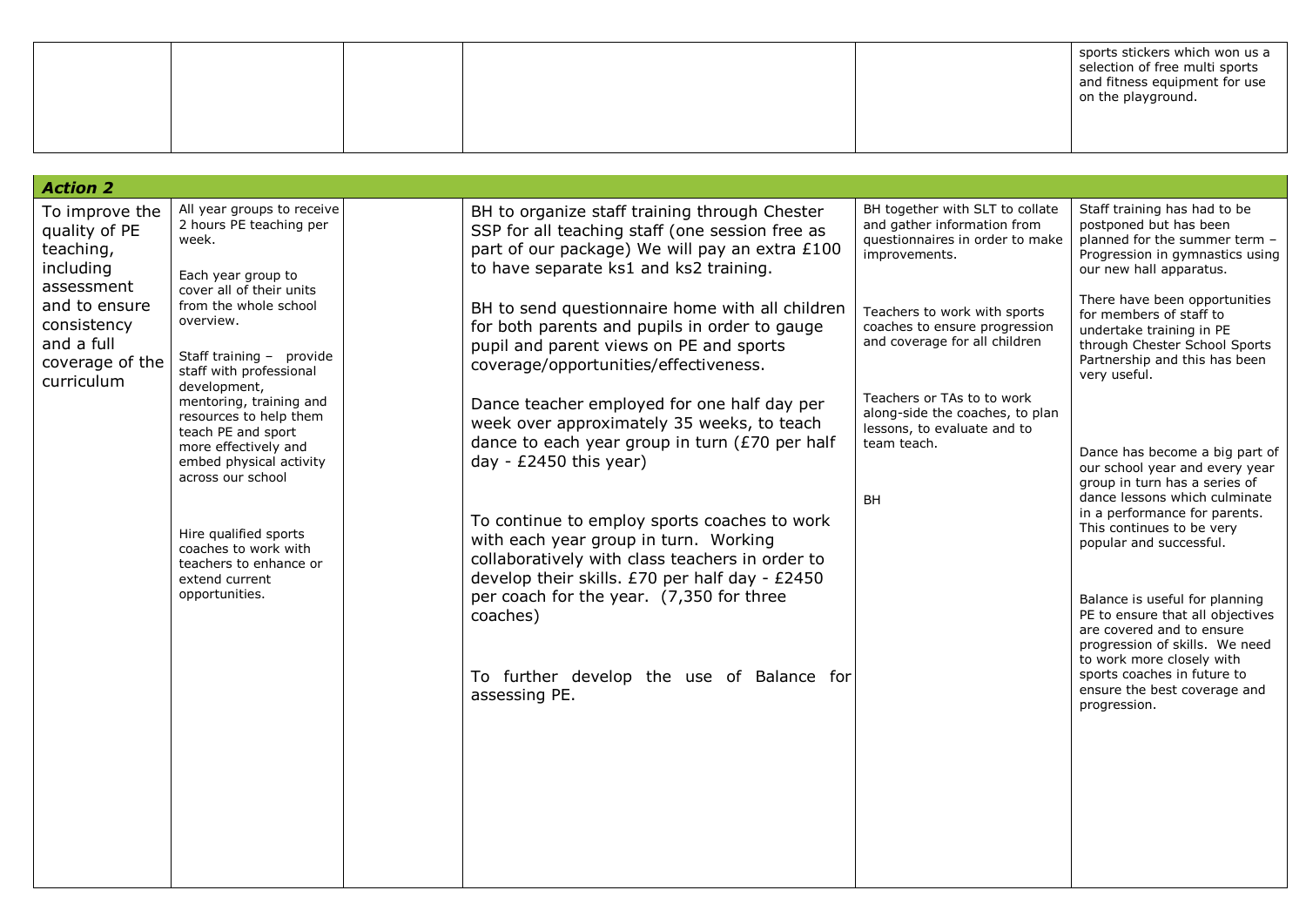| | | | | | |
|---|---|---|---|---|---|
| | | | | | sports stickers which won us a selection of free multi sports and fitness equipment for use on the playground. |

| ***Action 2*** | | | | | |
|---|---|---|---|---|---|
| To improve the quality of PE teaching, including assessment and to ensure consistency and a full coverage of the curriculum | All year groups to receive 2 hours PE teaching per week.<br><br>Each year group to cover all of their units from the whole school overview.<br><br>Staff training – provide staff with professional development, mentoring, training and resources to help them teach PE and sport more effectively and embed physical activity across our school<br><br>Hire qualified sports coaches to work with teachers to enhance or extend current opportunities. | | BH to organize staff training through Chester SSP for all teaching staff (one session free as part of our package) We will pay an extra £100 to have separate ks1 and ks2 training.<br><br>BH to send questionnaire home with all children for both parents and pupils in order to gauge pupil and parent views on PE and sports coverage/opportunities/effectiveness.<br><br>Dance teacher employed for one half day per week over approximately 35 weeks, to teach dance to each year group in turn (£70 per half day - £2450 this year)<br><br>To continue to employ sports coaches to work with each year group in turn. Working collaboratively with class teachers in order to develop their skills. £70 per half day - £2450 per coach for the year. (7,350 for three coaches)<br><br>To further develop the use of Balance for assessing PE. | BH together with SLT to collate and gather information from questionnaires in order to make improvements.<br><br>Teachers to work with sports coaches to ensure progression and coverage for all children<br><br>Teachers or TAs to to work along-side the coaches, to plan lessons, to evaluate and to team teach.<br><br>BH | Staff training has had to be postponed but has been planned for the summer term – Progression in gymnastics using our new hall apparatus.<br><br>There have been opportunities for members of staff to undertake training in PE through Chester School Sports Partnership and this has been very useful.<br><br>Dance has become a big part of our school year and every year group in turn has a series of dance lessons which culminate in a performance for parents. This continues to be very popular and successful.<br><br>Balance is useful for planning PE to ensure that all objectives are covered and to ensure progression of skills. We need to work more closely with sports coaches in future to ensure the best coverage and progression. |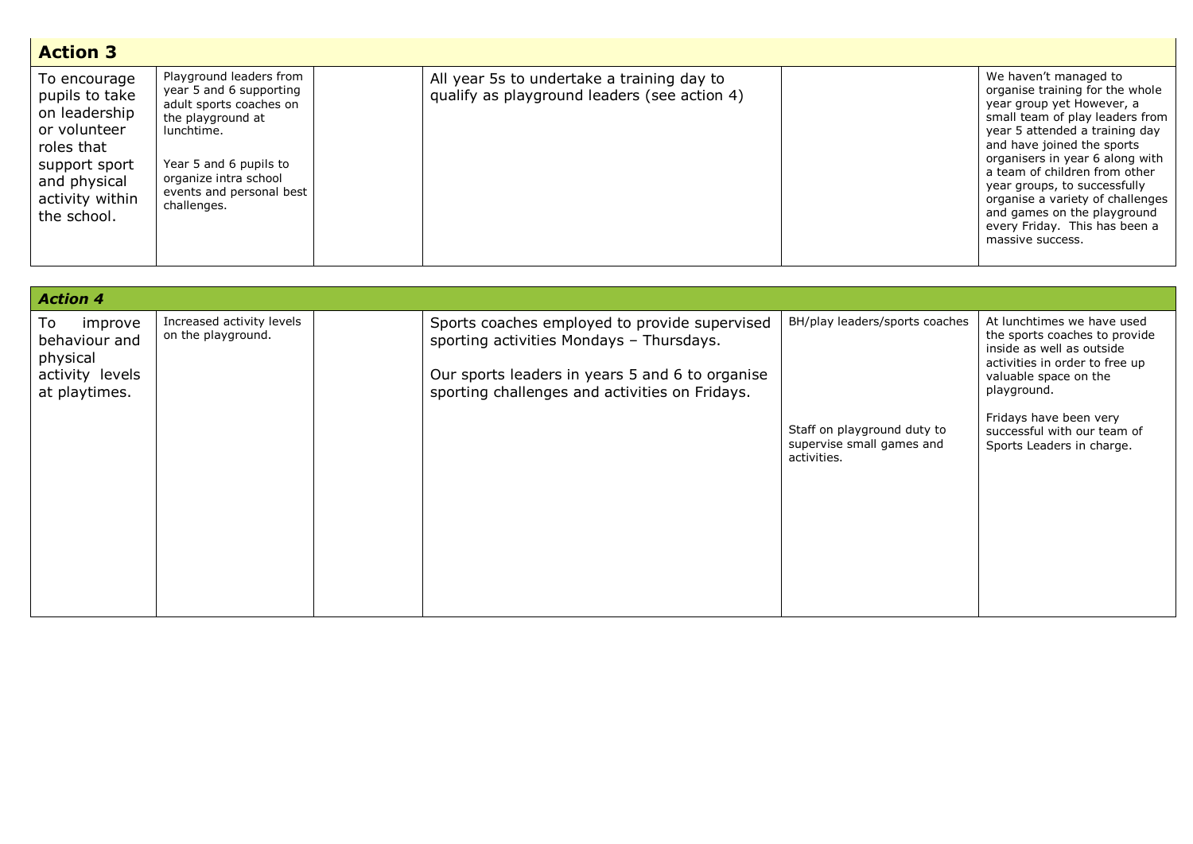| **Action 3** | | | | | |
|---|---|---|---|---|---|
| To encourage pupils to take on leadership or volunteer roles that support sport and physical activity within the school. | Playground leaders from year 5 and 6 supporting adult sports coaches on the playground at lunchtime.<br><br>Year 5 and 6 pupils to organize intra school events and personal best challenges. | | All year 5s to undertake a training day to qualify as playground leaders (see action 4) | | We haven't managed to organise training for the whole year group yet However, a small team of play leaders from year 5 attended a training day and have joined the sports organisers in year 6 along with a team of children from other year groups, to successfully organise a variety of challenges and games on the playground every Friday. This has been a massive success. |

| ***Action 4*** | | | | | |
|---|---|---|---|---|---|
| To improve behaviour and physical activity levels at playtimes. | Increased activity levels on the playground. | | Sports coaches employed to provide supervised sporting activities Mondays – Thursdays.<br><br>Our sports leaders in years 5 and 6 to organise sporting challenges and activities on Fridays. | BH/play leaders/sports coaches<br><br>Staff on playground duty to supervise small games and activities. | At lunchtimes we have used the sports coaches to provide inside as well as outside activities in order to free up valuable space on the playground.<br><br>Fridays have been very successful with our team of Sports Leaders in charge. |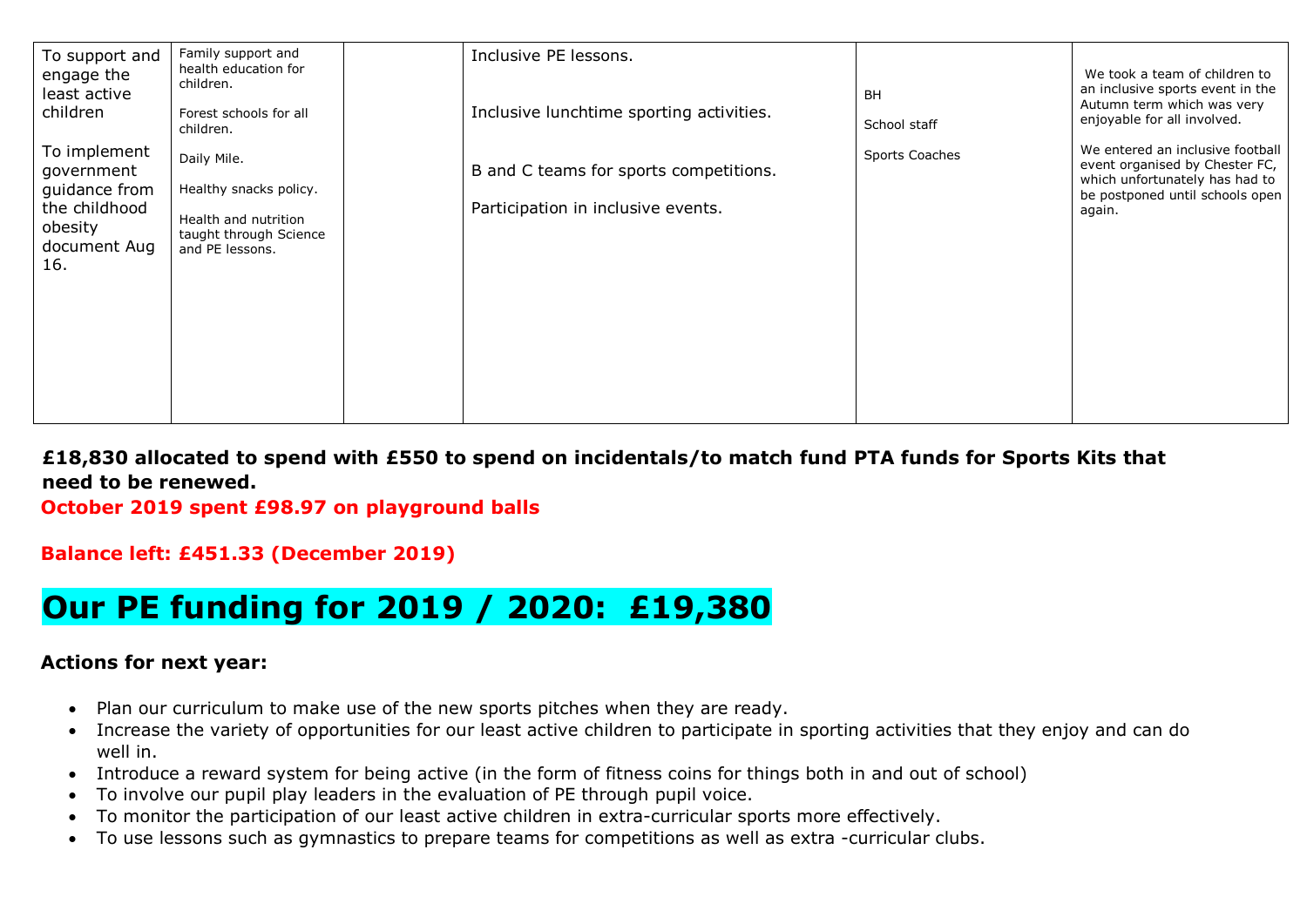| | | | | | |
|---|---|---|---|---|---|
| To support and engage the least active children<br><br>To implement government guidance from the childhood obesity document Aug 16. | Family support and health education for children.<br><br>Forest schools for all children.<br><br>Daily Mile.<br><br>Healthy snacks policy.<br><br>Health and nutrition taught through Science and PE lessons. | | Inclusive PE lessons.<br><br>Inclusive lunchtime sporting activities.<br><br>B and C teams for sports competitions.<br><br>Participation in inclusive events. | BH<br><br>School staff<br><br>Sports Coaches | We took a team of children to an inclusive sports event in the Autumn term which was very enjoyable for all involved.<br><br>We entered an inclusive football event organised by Chester FC, which unfortunately has had to be postponed until schools open again. |

**£18,830 allocated to spend with £550 to spend on incidentals/to match fund PTA funds for Sports Kits that need to be renewed.**

**October 2019 spent £98.97 on playground balls**

**Balance left: £451.33 (December 2019)**

# Our PE funding for 2019 / 2020: £19,380

### Actions for next year:

- Plan our curriculum to make use of the new sports pitches when they are ready.
- Increase the variety of opportunities for our least active children to participate in sporting activities that they enjoy and can do well in.
- Introduce a reward system for being active (in the form of fitness coins for things both in and out of school)
- To involve our pupil play leaders in the evaluation of PE through pupil voice.
- To monitor the participation of our least active children in extra-curricular sports more effectively.
- To use lessons such as gymnastics to prepare teams for competitions as well as extra -curricular clubs.